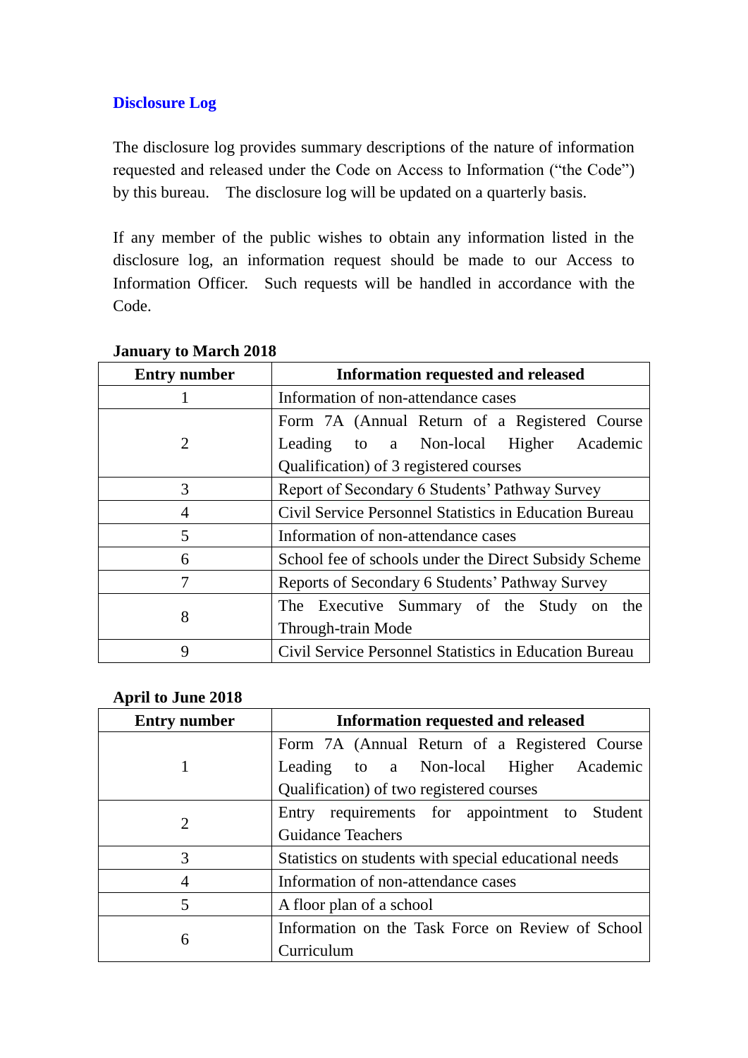## Disclosure Log

The disclosure log provides summary descriptions of the nature of information requested and released under the Code on Access to Information ("the Code") by this bureau. The disclosure log will be updated on a quarterly basis.

If any member of the public wishes to obtain any information listed in the disclosure log, an information request should be made to our Access to Information Officer. Such requests will be handled in accordance with the Code.

**January to March 2018**

| Entry number | Information requested and released |
|---|---|
| 1 | Information of non-attendance cases |
| 2 | Form 7A (Annual Return of a Registered Course Leading to a Non-local Higher Academic Qualification) of 3 registered courses |
| 3 | Report of Secondary 6 Students' Pathway Survey |
| 4 | Civil Service Personnel Statistics in Education Bureau |
| 5 | Information of non-attendance cases |
| 6 | School fee of schools under the Direct Subsidy Scheme |
| 7 | Reports of Secondary 6 Students' Pathway Survey |
| 8 | The Executive Summary of the Study on the Through-train Mode |
| 9 | Civil Service Personnel Statistics in Education Bureau |

**April to June 2018**

| Entry number | Information requested and released |
|---|---|
| 1 | Form 7A (Annual Return of a Registered Course Leading to a Non-local Higher Academic Qualification) of two registered courses |
| 2 | Entry requirements for appointment to Student Guidance Teachers |
| 3 | Statistics on students with special educational needs |
| 4 | Information of non-attendance cases |
| 5 | A floor plan of a school |
| 6 | Information on the Task Force on Review of School Curriculum |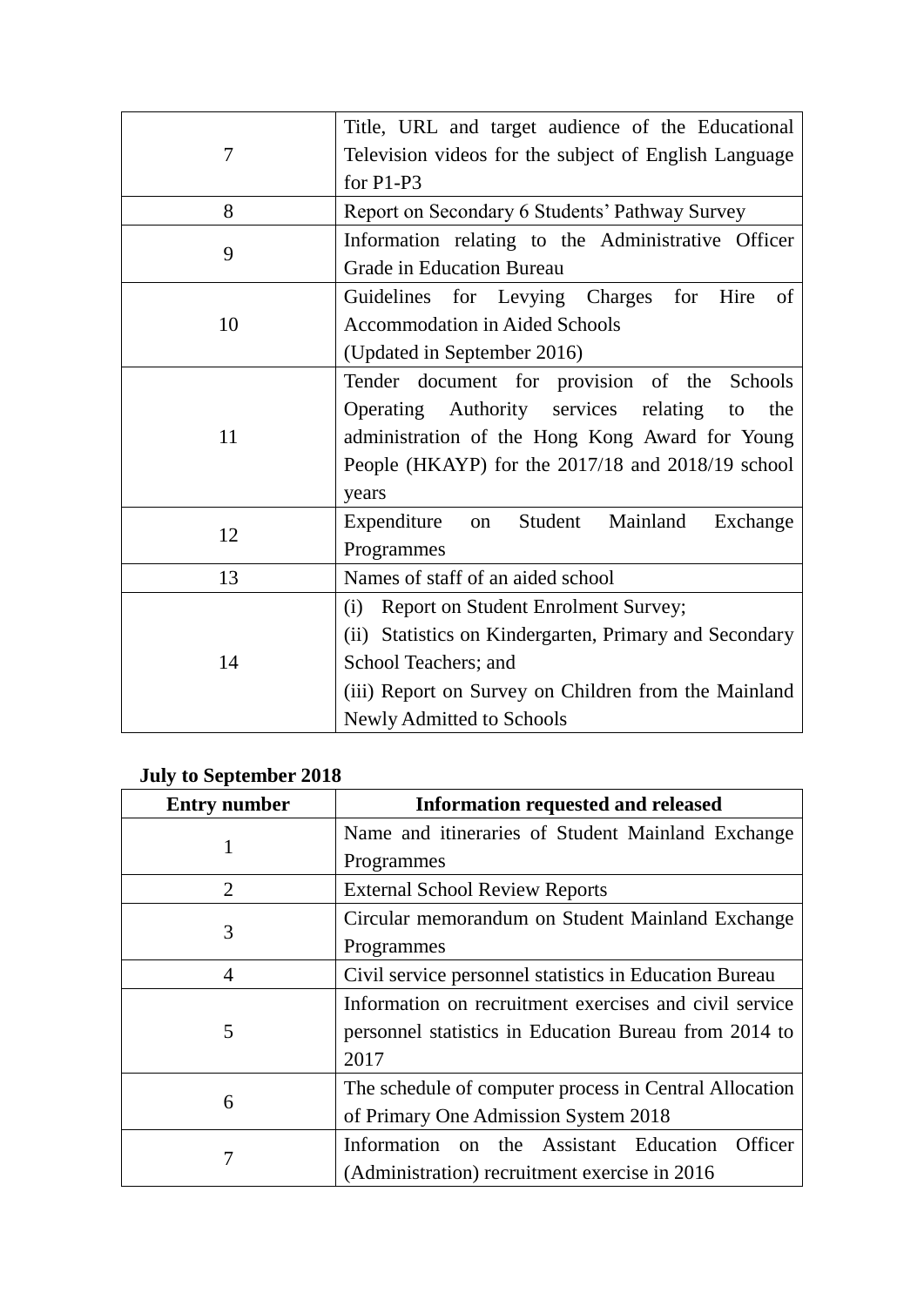| | |
|---|---|
| 7 | Title, URL and target audience of the Educational Television videos for the subject of English Language for P1-P3 |
| 8 | Report on Secondary 6 Students' Pathway Survey |
| 9 | Information relating to the Administrative Officer Grade in Education Bureau |
| 10 | Guidelines for Levying Charges for Hire of Accommodation in Aided Schools<br>(Updated in September 2016) |
| 11 | Tender document for provision of the Schools Operating Authority services relating to the administration of the Hong Kong Award for Young People (HKAYP) for the 2017/18 and 2018/19 school years |
| 12 | Expenditure on Student Mainland Exchange Programmes |
| 13 | Names of staff of an aided school |
| 14 | (i) Report on Student Enrolment Survey;<br>(ii) Statistics on Kindergarten, Primary and Secondary School Teachers; and<br>(iii) Report on Survey on Children from the Mainland Newly Admitted to Schools |

**July to September 2018**

| Entry number | Information requested and released |
|---|---|
| 1 | Name and itineraries of Student Mainland Exchange Programmes |
| 2 | External School Review Reports |
| 3 | Circular memorandum on Student Mainland Exchange Programmes |
| 4 | Civil service personnel statistics in Education Bureau |
| 5 | Information on recruitment exercises and civil service personnel statistics in Education Bureau from 2014 to 2017 |
| 6 | The schedule of computer process in Central Allocation of Primary One Admission System 2018 |
| 7 | Information on the Assistant Education Officer (Administration) recruitment exercise in 2016 |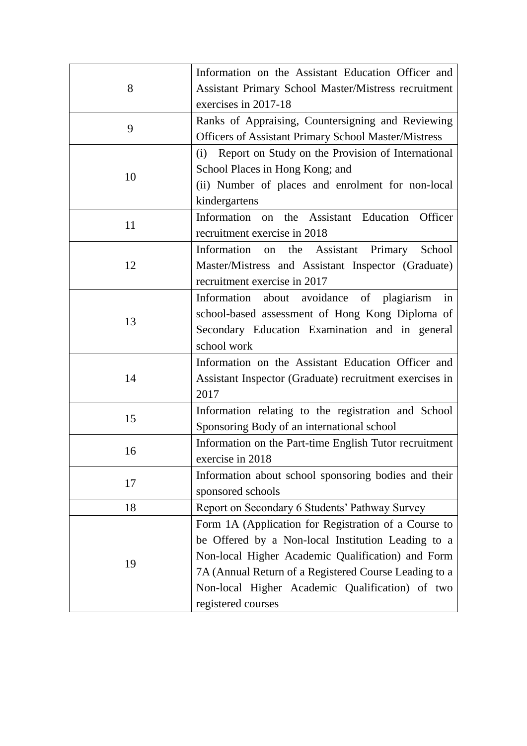| | |
|---|---|
| 8 | Information on the Assistant Education Officer and Assistant Primary School Master/Mistress recruitment exercises in 2017-18 |
| 9 | Ranks of Appraising, Countersigning and Reviewing Officers of Assistant Primary School Master/Mistress |
| 10 | (i) Report on Study on the Provision of International School Places in Hong Kong; and<br>(ii) Number of places and enrolment for non-local kindergartens |
| 11 | Information on the Assistant Education Officer recruitment exercise in 2018 |
| 12 | Information on the Assistant Primary School Master/Mistress and Assistant Inspector (Graduate) recruitment exercise in 2017 |
| 13 | Information about avoidance of plagiarism in school-based assessment of Hong Kong Diploma of Secondary Education Examination and in general school work |
| 14 | Information on the Assistant Education Officer and Assistant Inspector (Graduate) recruitment exercises in 2017 |
| 15 | Information relating to the registration and School Sponsoring Body of an international school |
| 16 | Information on the Part-time English Tutor recruitment exercise in 2018 |
| 17 | Information about school sponsoring bodies and their sponsored schools |
| 18 | Report on Secondary 6 Students' Pathway Survey |
| 19 | Form 1A (Application for Registration of a Course to be Offered by a Non-local Institution Leading to a Non-local Higher Academic Qualification) and Form 7A (Annual Return of a Registered Course Leading to a Non-local Higher Academic Qualification) of two registered courses |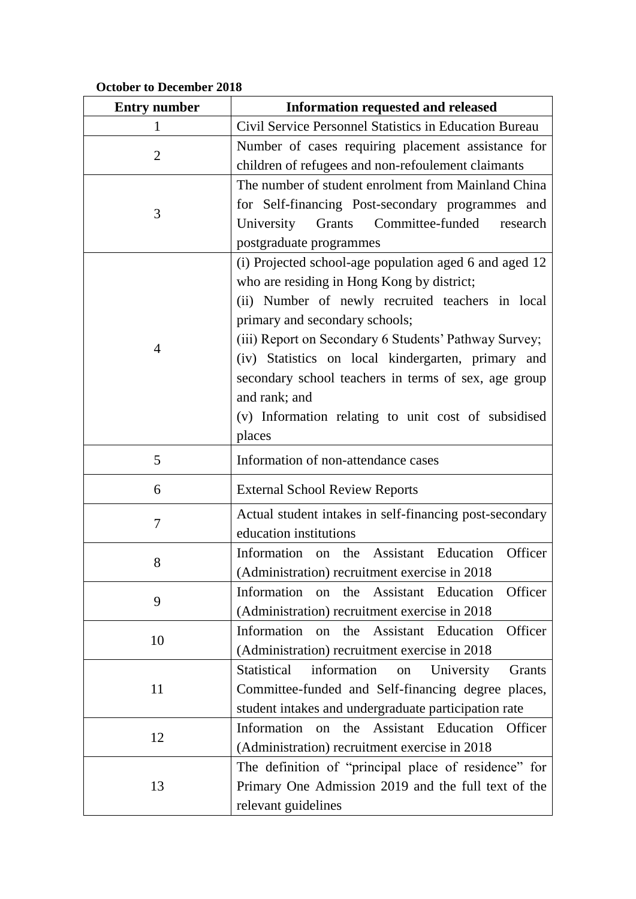**October to December 2018**

| Entry number | Information requested and released |
| --- | --- |
| 1 | Civil Service Personnel Statistics in Education Bureau |
| 2 | Number of cases requiring placement assistance for children of refugees and non-refoulement claimants |
| 3 | The number of student enrolment from Mainland China for Self-financing Post-secondary programmes and University Grants Committee-funded research postgraduate programmes |
| 4 | (i) Projected school-age population aged 6 and aged 12 who are residing in Hong Kong by district;<br>(ii) Number of newly recruited teachers in local primary and secondary schools;<br>(iii) Report on Secondary 6 Students' Pathway Survey;<br>(iv) Statistics on local kindergarten, primary and secondary school teachers in terms of sex, age group and rank; and<br>(v) Information relating to unit cost of subsidised places |
| 5 | Information of non-attendance cases |
| 6 | External School Review Reports |
| 7 | Actual student intakes in self-financing post-secondary education institutions |
| 8 | Information on the Assistant Education Officer (Administration) recruitment exercise in 2018 |
| 9 | Information on the Assistant Education Officer (Administration) recruitment exercise in 2018 |
| 10 | Information on the Assistant Education Officer (Administration) recruitment exercise in 2018 |
| 11 | Statistical information on University Grants Committee-funded and Self-financing degree places, student intakes and undergraduate participation rate |
| 12 | Information on the Assistant Education Officer (Administration) recruitment exercise in 2018 |
| 13 | The definition of "principal place of residence" for Primary One Admission 2019 and the full text of the relevant guidelines |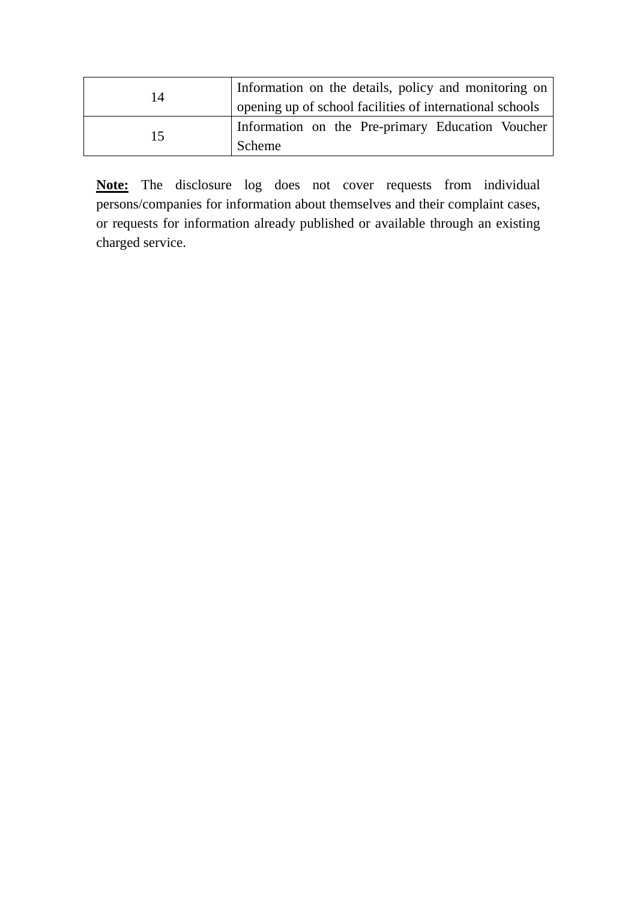| | |
|---|---|
| 14 | Information on the details, policy and monitoring on opening up of school facilities of international schools |
| 15 | Information on the Pre-primary Education Voucher Scheme |

**<u>Note:</u>** The disclosure log does not cover requests from individual persons/companies for information about themselves and their complaint cases, or requests for information already published or available through an existing charged service.